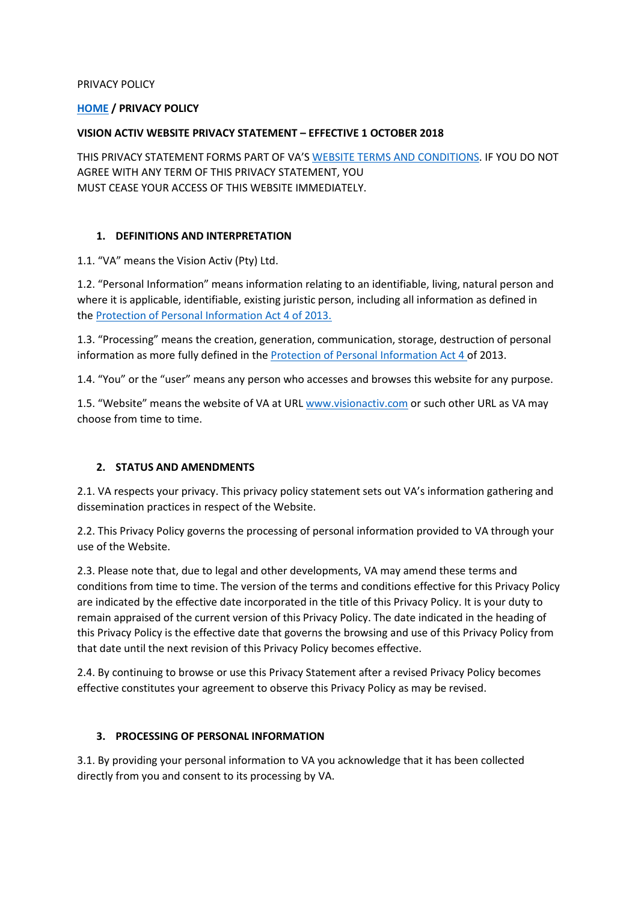PRIVACY POLICY

**HOME / PRIVACY POLICY**

**VISION ACTIV WEBSITE PRIVACY STATEMENT – EFFECTIVE 1 OCTOBER 2018**

THIS PRIVACY STATEMENT FORMS PART OF VA'S WEBSITE TERMS AND CONDITIONS. IF YOU DO NOT AGREE WITH ANY TERM OF THIS PRIVACY STATEMENT, YOU MUST CEASE YOUR ACCESS OF THIS WEBSITE IMMEDIATELY.

## 1. DEFINITIONS AND INTERPRETATION

1.1. "VA" means the Vision Activ (Pty) Ltd.

1.2. "Personal Information" means information relating to an identifiable, living, natural person and where it is applicable, identifiable, existing juristic person, including all information as defined in the Protection of Personal Information Act 4 of 2013.

1.3. "Processing" means the creation, generation, communication, storage, destruction of personal information as more fully defined in the Protection of Personal Information Act 4 of 2013.

1.4. "You" or the "user" means any person who accesses and browses this website for any purpose.

1.5. "Website" means the website of VA at URL www.visionactiv.com or such other URL as VA may choose from time to time.

## 2. STATUS AND AMENDMENTS

2.1. VA respects your privacy. This privacy policy statement sets out VA's information gathering and dissemination practices in respect of the Website.

2.2. This Privacy Policy governs the processing of personal information provided to VA through your use of the Website.

2.3. Please note that, due to legal and other developments, VA may amend these terms and conditions from time to time. The version of the terms and conditions effective for this Privacy Policy are indicated by the effective date incorporated in the title of this Privacy Policy. It is your duty to remain appraised of the current version of this Privacy Policy. The date indicated in the heading of this Privacy Policy is the effective date that governs the browsing and use of this Privacy Policy from that date until the next revision of this Privacy Policy becomes effective.

2.4. By continuing to browse or use this Privacy Statement after a revised Privacy Policy becomes effective constitutes your agreement to observe this Privacy Policy as may be revised.

## 3. PROCESSING OF PERSONAL INFORMATION

3.1. By providing your personal information to VA you acknowledge that it has been collected directly from you and consent to its processing by VA.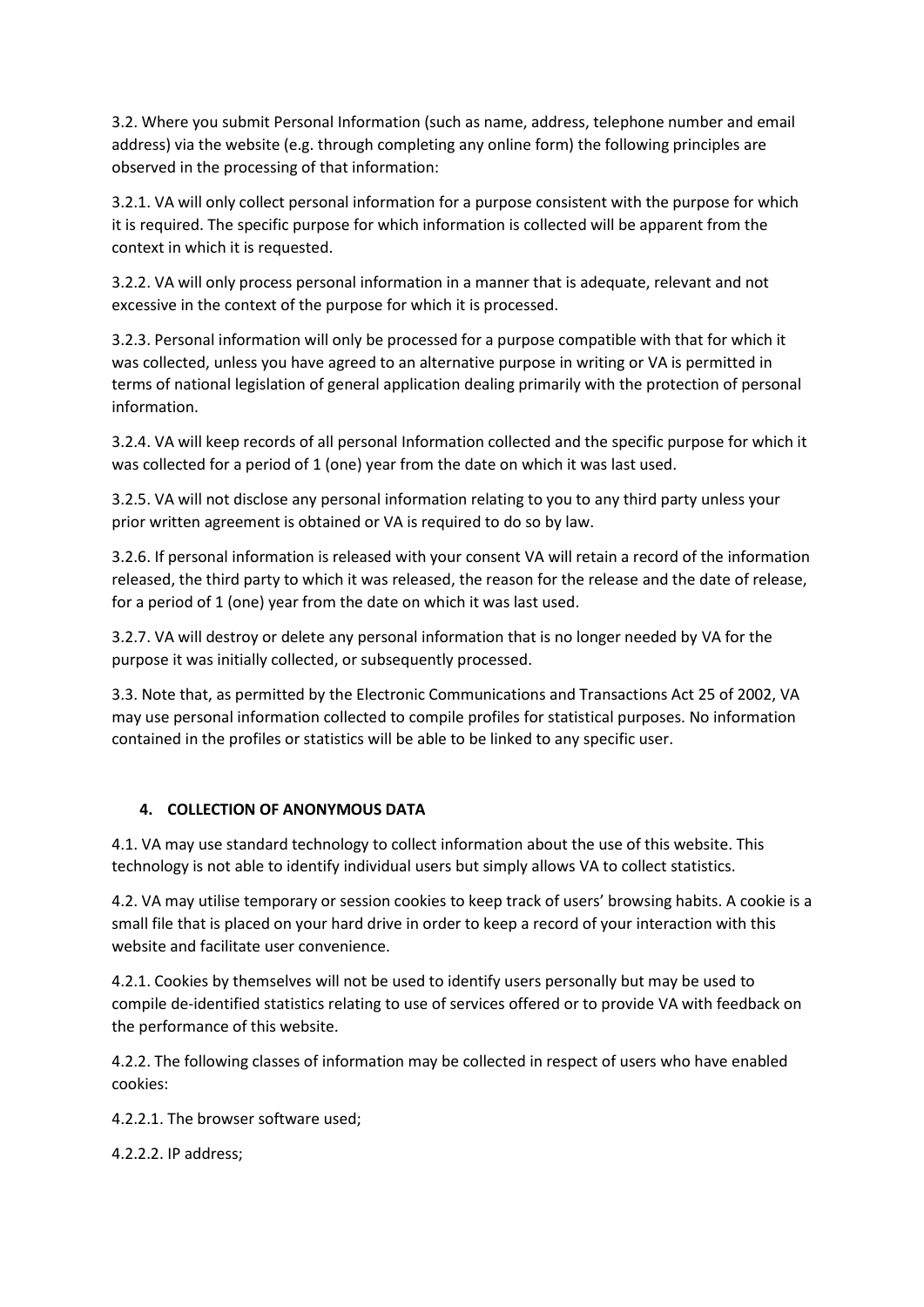3.2. Where you submit Personal Information (such as name, address, telephone number and email address) via the website (e.g. through completing any online form) the following principles are observed in the processing of that information:

3.2.1. VA will only collect personal information for a purpose consistent with the purpose for which it is required. The specific purpose for which information is collected will be apparent from the context in which it is requested.

3.2.2. VA will only process personal information in a manner that is adequate, relevant and not excessive in the context of the purpose for which it is processed.

3.2.3. Personal information will only be processed for a purpose compatible with that for which it was collected, unless you have agreed to an alternative purpose in writing or VA is permitted in terms of national legislation of general application dealing primarily with the protection of personal information.

3.2.4. VA will keep records of all personal Information collected and the specific purpose for which it was collected for a period of 1 (one) year from the date on which it was last used.

3.2.5. VA will not disclose any personal information relating to you to any third party unless your prior written agreement is obtained or VA is required to do so by law.

3.2.6. If personal information is released with your consent VA will retain a record of the information released, the third party to which it was released, the reason for the release and the date of release, for a period of 1 (one) year from the date on which it was last used.

3.2.7. VA will destroy or delete any personal information that is no longer needed by VA for the purpose it was initially collected, or subsequently processed.

3.3. Note that, as permitted by the Electronic Communications and Transactions Act 25 of 2002, VA may use personal information collected to compile profiles for statistical purposes. No information contained in the profiles or statistics will be able to be linked to any specific user.

## 4. COLLECTION OF ANONYMOUS DATA

4.1. VA may use standard technology to collect information about the use of this website. This technology is not able to identify individual users but simply allows VA to collect statistics.

4.2. VA may utilise temporary or session cookies to keep track of users' browsing habits. A cookie is a small file that is placed on your hard drive in order to keep a record of your interaction with this website and facilitate user convenience.

4.2.1. Cookies by themselves will not be used to identify users personally but may be used to compile de-identified statistics relating to use of services offered or to provide VA with feedback on the performance of this website.

4.2.2. The following classes of information may be collected in respect of users who have enabled cookies:

4.2.2.1. The browser software used;

4.2.2.2. IP address;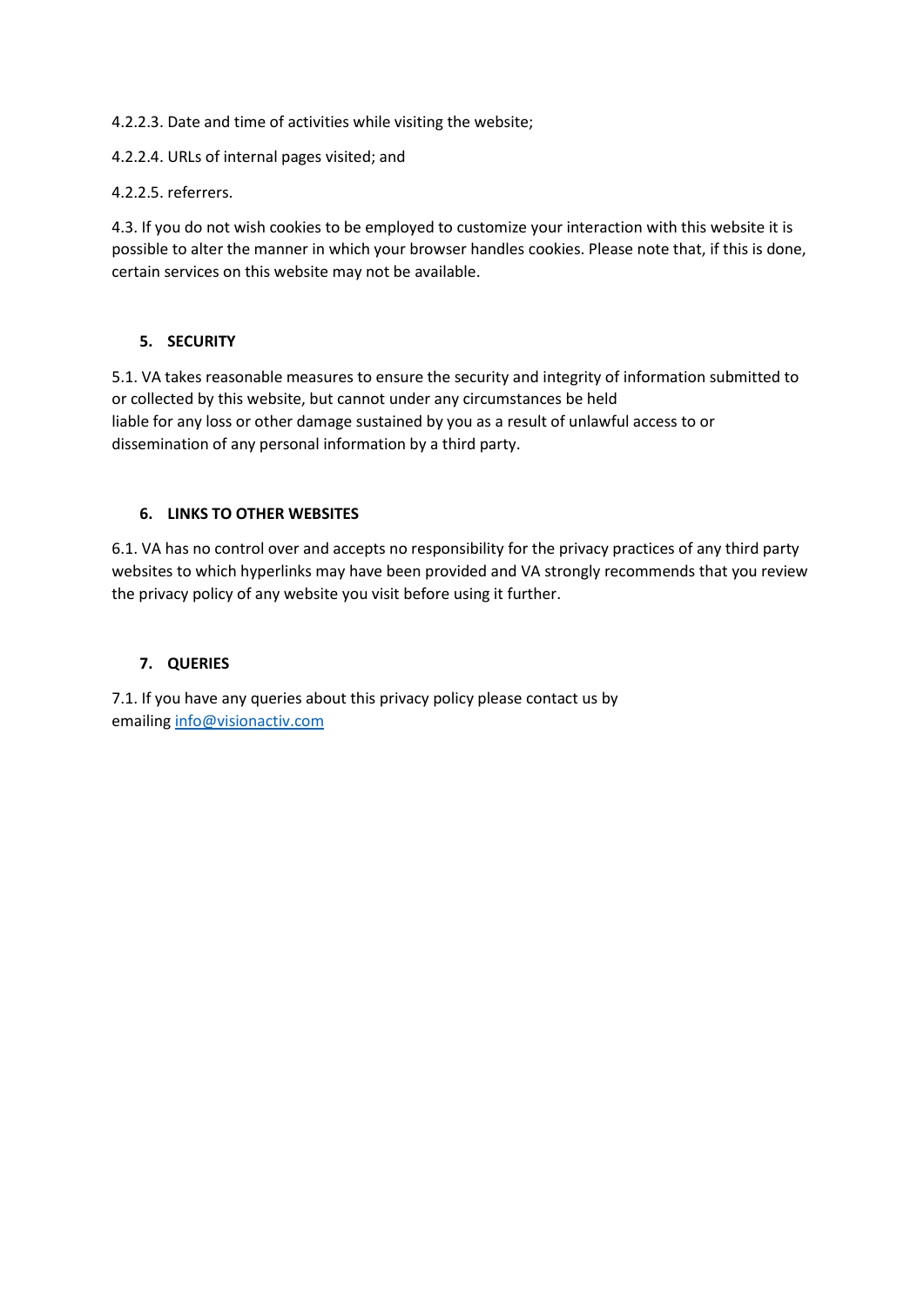4.2.2.3. Date and time of activities while visiting the website;

4.2.2.4. URLs of internal pages visited; and

4.2.2.5. referrers.

4.3. If you do not wish cookies to be employed to customize your interaction with this website it is possible to alter the manner in which your browser handles cookies. Please note that, if this is done, certain services on this website may not be available.

## 5. SECURITY

5.1. VA takes reasonable measures to ensure the security and integrity of information submitted to or collected by this website, but cannot under any circumstances be held liable for any loss or other damage sustained by you as a result of unlawful access to or dissemination of any personal information by a third party.

## 6. LINKS TO OTHER WEBSITES

6.1. VA has no control over and accepts no responsibility for the privacy practices of any third party websites to which hyperlinks may have been provided and VA strongly recommends that you review the privacy policy of any website you visit before using it further.

## 7. QUERIES

7.1. If you have any queries about this privacy policy please contact us by emailing [info@visionactiv.com](mailto:info@visionactiv.com)